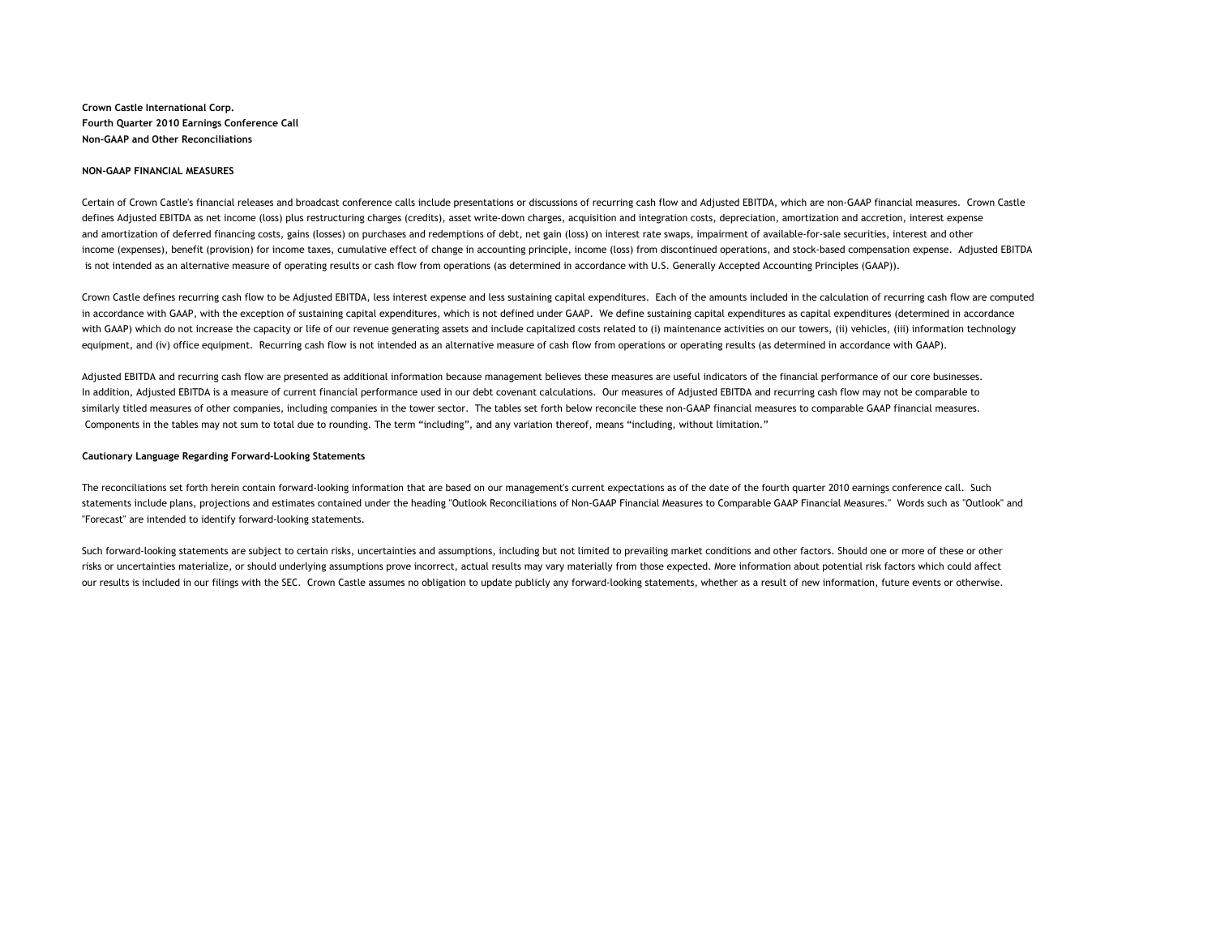**Crown Castle International Corp.**
**Fourth Quarter 2010 Earnings Conference Call**
**Non-GAAP and Other Reconciliations**

**NON-GAAP FINANCIAL MEASURES**

Certain of Crown Castle's financial releases and broadcast conference calls include presentations or discussions of recurring cash flow and Adjusted EBITDA, which are non-GAAP financial measures. Crown Castle defines Adjusted EBITDA as net income (loss) plus restructuring charges (credits), asset write-down charges, acquisition and integration costs, depreciation, amortization and accretion, interest expense and amortization of deferred financing costs, gains (losses) on purchases and redemptions of debt, net gain (loss) on interest rate swaps, impairment of available-for-sale securities, interest and other income (expenses), benefit (provision) for income taxes, cumulative effect of change in accounting principle, income (loss) from discontinued operations, and stock-based compensation expense. Adjusted EBITDA is not intended as an alternative measure of operating results or cash flow from operations (as determined in accordance with U.S. Generally Accepted Accounting Principles (GAAP)).

Crown Castle defines recurring cash flow to be Adjusted EBITDA, less interest expense and less sustaining capital expenditures. Each of the amounts included in the calculation of recurring cash flow are computed in accordance with GAAP, with the exception of sustaining capital expenditures, which is not defined under GAAP. We define sustaining capital expenditures as capital expenditures (determined in accordance with GAAP) which do not increase the capacity or life of our revenue generating assets and include capitalized costs related to (i) maintenance activities on our towers, (ii) vehicles, (iii) information technology equipment, and (iv) office equipment. Recurring cash flow is not intended as an alternative measure of cash flow from operations or operating results (as determined in accordance with GAAP).

Adjusted EBITDA and recurring cash flow are presented as additional information because management believes these measures are useful indicators of the financial performance of our core businesses. In addition, Adjusted EBITDA is a measure of current financial performance used in our debt covenant calculations. Our measures of Adjusted EBITDA and recurring cash flow may not be comparable to similarly titled measures of other companies, including companies in the tower sector. The tables set forth below reconcile these non-GAAP financial measures to comparable GAAP financial measures. Components in the tables may not sum to total due to rounding. The term "including", and any variation thereof, means "including, without limitation."

**Cautionary Language Regarding Forward-Looking Statements**

The reconciliations set forth herein contain forward-looking information that are based on our management's current expectations as of the date of the fourth quarter 2010 earnings conference call. Such statements include plans, projections and estimates contained under the heading "Outlook Reconciliations of Non-GAAP Financial Measures to Comparable GAAP Financial Measures." Words such as "Outlook" and "Forecast" are intended to identify forward-looking statements.

Such forward-looking statements are subject to certain risks, uncertainties and assumptions, including but not limited to prevailing market conditions and other factors. Should one or more of these or other risks or uncertainties materialize, or should underlying assumptions prove incorrect, actual results may vary materially from those expected. More information about potential risk factors which could affect our results is included in our filings with the SEC. Crown Castle assumes no obligation to update publicly any forward-looking statements, whether as a result of new information, future events or otherwise.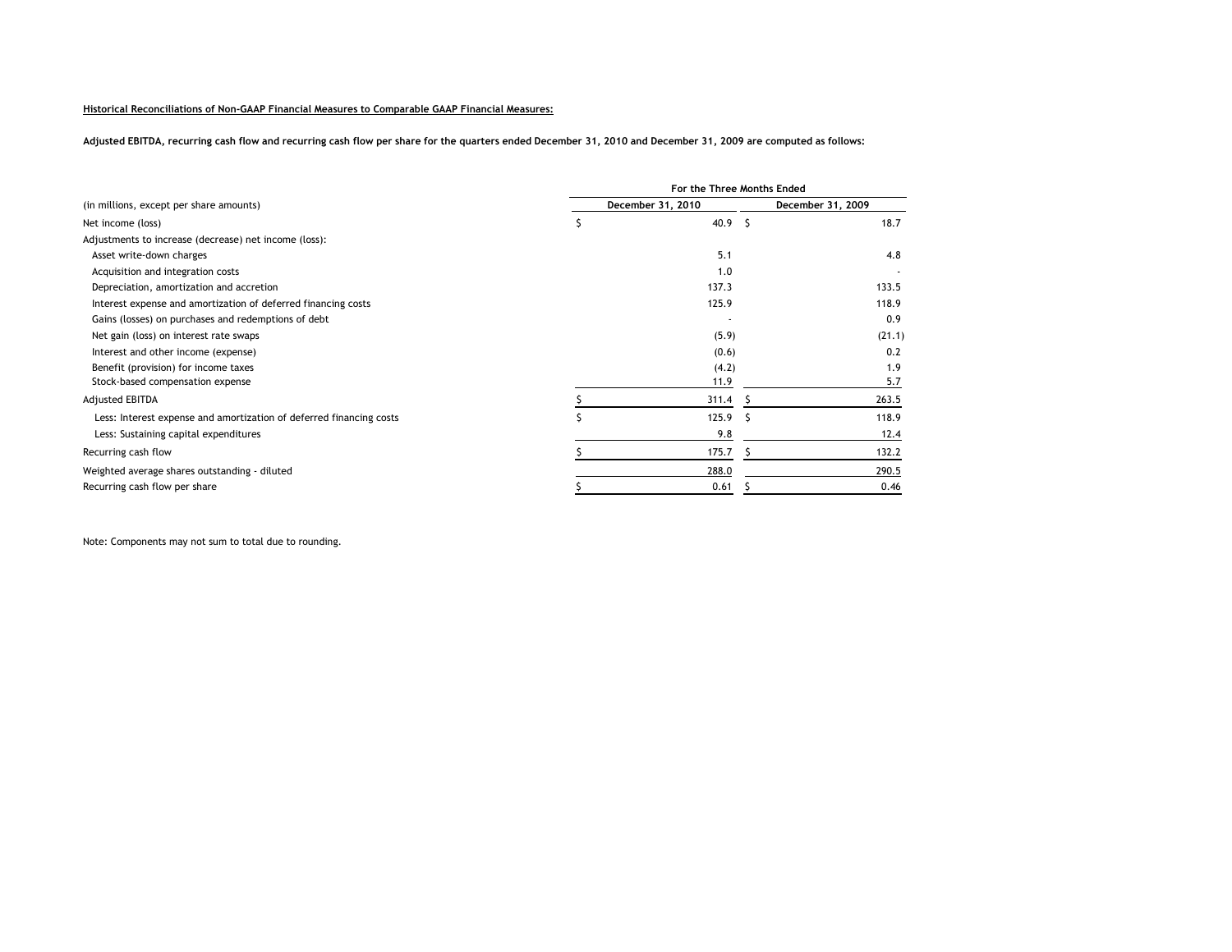**Historical Reconciliations of Non-GAAP Financial Measures to Comparable GAAP Financial Measures:**

**Adjusted EBITDA, recurring cash flow and recurring cash flow per share for the quarters ended December 31, 2010 and December 31, 2009 are computed as follows:**

| | For the Three Months Ended | |
|---|---|---|
| (in millions, except per share amounts) | December 31, 2010 | December 31, 2009 |
| Net income (loss) | $ 40.9 | $ 18.7 |
| Adjustments to increase (decrease) net income (loss): | | |
| Asset write-down charges | 5.1 | 4.8 |
| Acquisition and integration costs | 1.0 | - |
| Depreciation, amortization and accretion | 137.3 | 133.5 |
| Interest expense and amortization of deferred financing costs | 125.9 | 118.9 |
| Gains (losses) on purchases and redemptions of debt | - | 0.9 |
| Net gain (loss) on interest rate swaps | (5.9) | (21.1) |
| Interest and other income (expense) | (0.6) | 0.2 |
| Benefit (provision) for income taxes | (4.2) | 1.9 |
| Stock-based compensation expense | 11.9 | 5.7 |
| Adjusted EBITDA | $ 311.4 | $ 263.5 |
| Less: Interest expense and amortization of deferred financing costs | $ 125.9 | $ 118.9 |
| Less: Sustaining capital expenditures | 9.8 | 12.4 |
| Recurring cash flow | $ 175.7 | $ 132.2 |
| Weighted average shares outstanding - diluted | 288.0 | 290.5 |
| Recurring cash flow per share | $ 0.61 | $ 0.46 |

Note: Components may not sum to total due to rounding.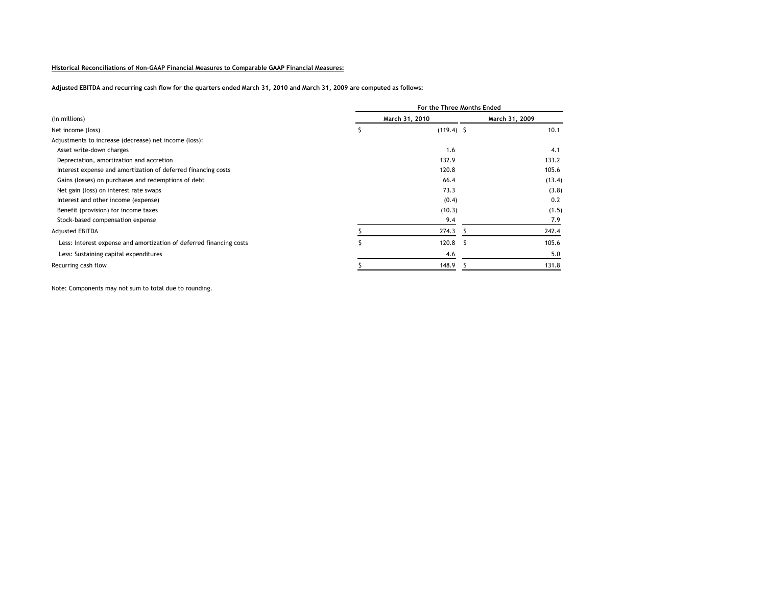**Historical Reconciliations of Non-GAAP Financial Measures to Comparable GAAP Financial Measures:**

**Adjusted EBITDA and recurring cash flow for the quarters ended March 31, 2010 and March 31, 2009 are computed as follows:**

| | For the Three Months Ended | |
|---|---|---|
| (in millions) | March 31, 2010 | March 31, 2009 |
| Net income (loss) | $ (119.4) | $ 10.1 |
| Adjustments to increase (decrease) net income (loss): | | |
| Asset write-down charges | 1.6 | 4.1 |
| Depreciation, amortization and accretion | 132.9 | 133.2 |
| Interest expense and amortization of deferred financing costs | 120.8 | 105.6 |
| Gains (losses) on purchases and redemptions of debt | 66.4 | (13.4) |
| Net gain (loss) on interest rate swaps | 73.3 | (3.8) |
| Interest and other income (expense) | (0.4) | 0.2 |
| Benefit (provision) for income taxes | (10.3) | (1.5) |
| Stock-based compensation expense | 9.4 | 7.9 |
| Adjusted EBITDA | $ 274.3 | $ 242.4 |
| Less: Interest expense and amortization of deferred financing costs | $ 120.8 | $ 105.6 |
| Less: Sustaining capital expenditures | 4.6 | 5.0 |
| Recurring cash flow | $ 148.9 | $ 131.8 |

Note: Components may not sum to total due to rounding.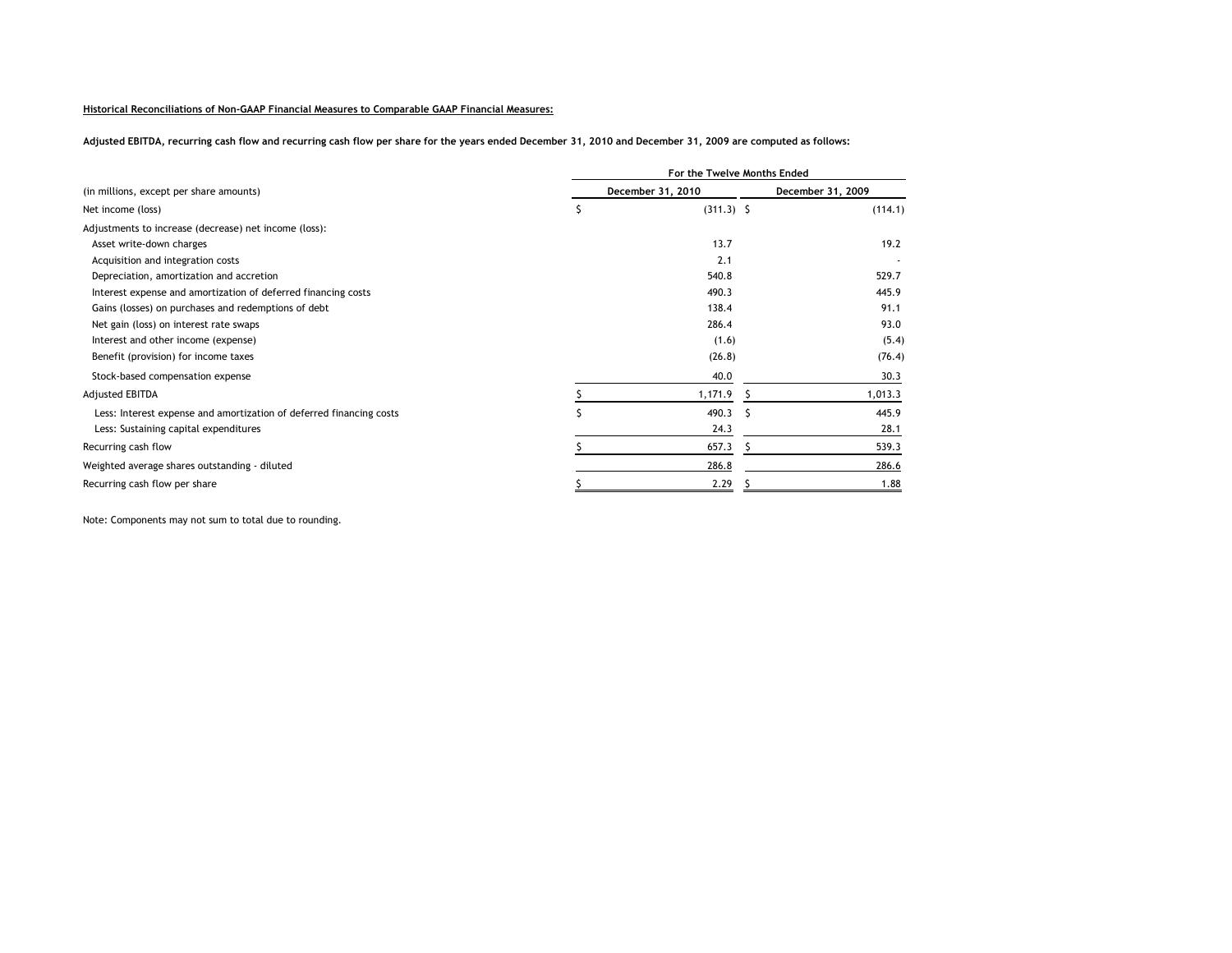**Historical Reconciliations of Non-GAAP Financial Measures to Comparable GAAP Financial Measures:**

**Adjusted EBITDA, recurring cash flow and recurring cash flow per share for the years ended December 31, 2010 and December 31, 2009 are computed as follows:**

| | For the Twelve Months Ended | |
|---|---|---|
| (in millions, except per share amounts) | December 31, 2010 | December 31, 2009 |
| Net income (loss) | $ (311.3) | $ (114.1) |
| Adjustments to increase (decrease) net income (loss): | | |
| Asset write-down charges | 13.7 | 19.2 |
| Acquisition and integration costs | 2.1 | - |
| Depreciation, amortization and accretion | 540.8 | 529.7 |
| Interest expense and amortization of deferred financing costs | 490.3 | 445.9 |
| Gains (losses) on purchases and redemptions of debt | 138.4 | 91.1 |
| Net gain (loss) on interest rate swaps | 286.4 | 93.0 |
| Interest and other income (expense) | (1.6) | (5.4) |
| Benefit (provision) for income taxes | (26.8) | (76.4) |
| Stock-based compensation expense | 40.0 | 30.3 |
| Adjusted EBITDA | $ 1,171.9 | $ 1,013.3 |
| Less: Interest expense and amortization of deferred financing costs | $ 490.3 | $ 445.9 |
| Less: Sustaining capital expenditures | 24.3 | 28.1 |
| Recurring cash flow | $ 657.3 | $ 539.3 |
| Weighted average shares outstanding - diluted | 286.8 | 286.6 |
| Recurring cash flow per share | $ 2.29 | $ 1.88 |

Note: Components may not sum to total due to rounding.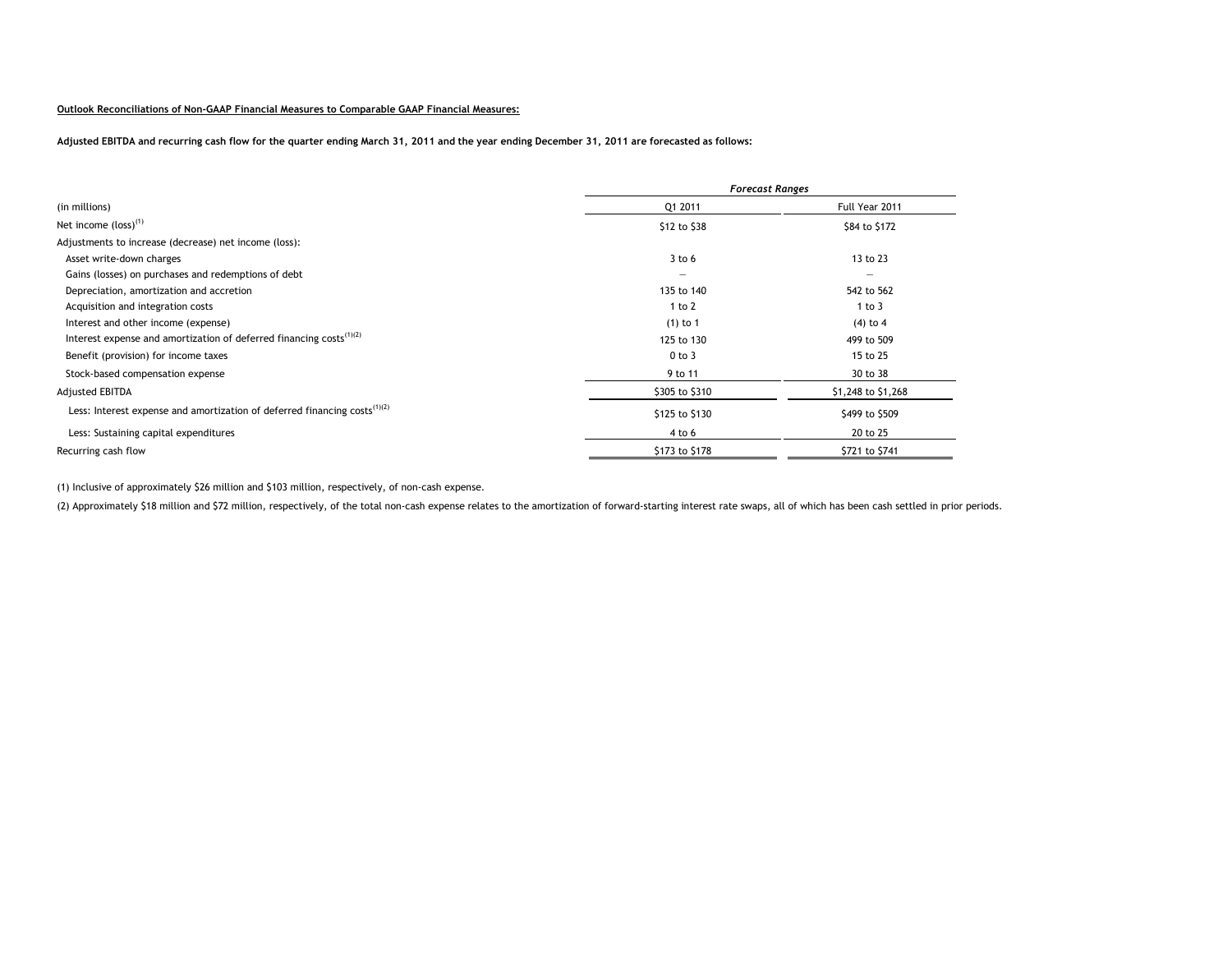**Outlook Reconciliations of Non-GAAP Financial Measures to Comparable GAAP Financial Measures:**

**Adjusted EBITDA and recurring cash flow for the quarter ending March 31, 2011 and the year ending December 31, 2011 are forecasted as follows:**

| | *Forecast Ranges* | |
|---|---|---|
| (in millions) | Q1 2011 | Full Year 2011 |
| Net income (loss)[1] | \$12 to \$38 | \$84 to \$172 |
| Adjustments to increase (decrease) net income (loss): | | |
| Asset write-down charges | 3 to 6 | 13 to 23 |
| Gains (losses) on purchases and redemptions of debt | — | — |
| Depreciation, amortization and accretion | 135 to 140 | 542 to 562 |
| Acquisition and integration costs | 1 to 2 | 1 to 3 |
| Interest and other income (expense) | (1) to 1 | (4) to 4 |
| Interest expense and amortization of deferred financing costs[1][2] | 125 to 130 | 499 to 509 |
| Benefit (provision) for income taxes | 0 to 3 | 15 to 25 |
| Stock-based compensation expense | 9 to 11 | 30 to 38 |
| Adjusted EBITDA | \$305 to \$310 | \$1,248 to \$1,268 |
| Less: Interest expense and amortization of deferred financing costs[1][2] | \$125 to \$130 | \$499 to \$509 |
| Less: Sustaining capital expenditures | 4 to 6 | 20 to 25 |
| Recurring cash flow | \$173 to \$178 | \$721 to \$741 |

(1) Inclusive of approximately \$26 million and \$103 million, respectively, of non-cash expense.

(2) Approximately \$18 million and \$72 million, respectively, of the total non-cash expense relates to the amortization of forward-starting interest rate swaps, all of which has been cash settled in prior periods.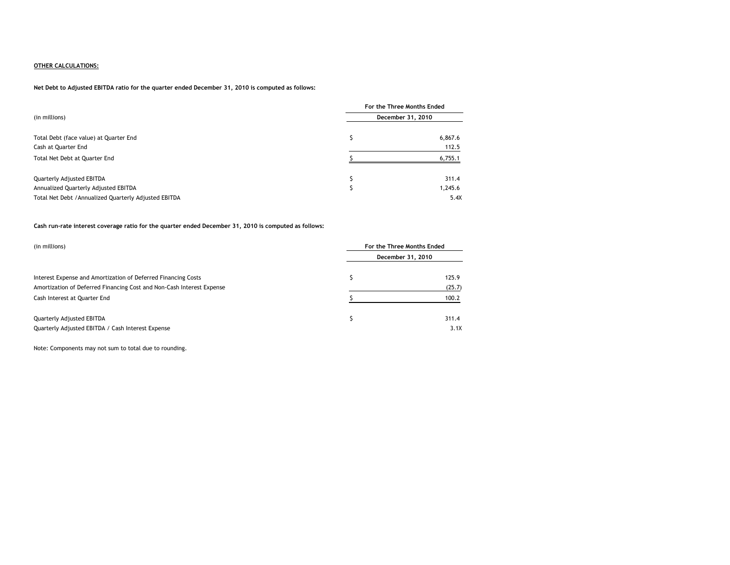**OTHER CALCULATIONS:**

**Net Debt to Adjusted EBITDA ratio for the quarter ended December 31, 2010 is computed as follows:**

| (in millions) | For the Three Months Ended December 31, 2010 |
|---|---|
| Total Debt (face value) at Quarter End | $ 6,867.6 |
| Cash at Quarter End | 112.5 |
| Total Net Debt at Quarter End | $ 6,755.1 |
| | |
| Quarterly Adjusted EBITDA | $ 311.4 |
| Annualized Quarterly Adjusted EBITDA | $ 1,245.6 |
| Total Net Debt /Annualized Quarterly Adjusted EBITDA | 5.4X |

**Cash run-rate interest coverage ratio for the quarter ended December 31, 2010 is computed as follows:**

| (in millions) | For the Three Months Ended December 31, 2010 |
|---|---|
| Interest Expense and Amortization of Deferred Financing Costs | $ 125.9 |
| Amortization of Deferred Financing Cost and Non-Cash Interest Expense | (25.7) |
| Cash Interest at Quarter End | $ 100.2 |
| | |
| Quarterly Adjusted EBITDA | $ 311.4 |
| Quarterly Adjusted EBITDA / Cash Interest Expense | 3.1X |

Note: Components may not sum to total due to rounding.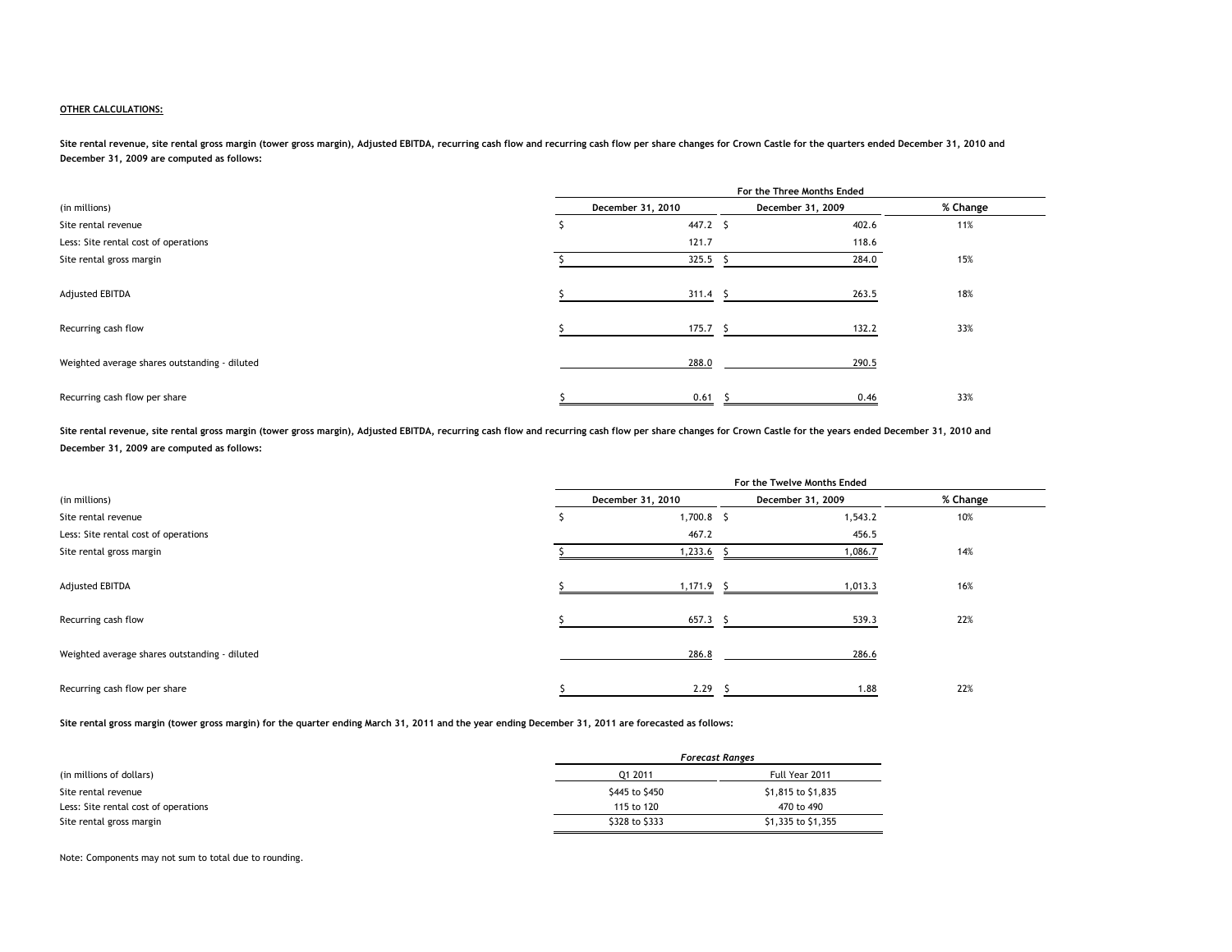**OTHER CALCULATIONS:**

**Site rental revenue, site rental gross margin (tower gross margin), Adjusted EBITDA, recurring cash flow and recurring cash flow per share changes for Crown Castle for the quarters ended December 31, 2010 and December 31, 2009 are computed as follows:**

| | For the Three Months Ended | | |
|---|---|---|---|
| (in millions) | December 31, 2010 | December 31, 2009 | % Change |
| Site rental revenue | $ 447.2 | $ 402.6 | 11% |
| Less: Site rental cost of operations | 121.7 | 118.6 | |
| Site rental gross margin | $ 325.5 | $ 284.0 | 15% |
| Adjusted EBITDA | $ 311.4 | $ 263.5 | 18% |
| Recurring cash flow | $ 175.7 | $ 132.2 | 33% |
| Weighted average shares outstanding - diluted | 288.0 | 290.5 | |
| Recurring cash flow per share | $ 0.61 | $ 0.46 | 33% |

**Site rental revenue, site rental gross margin (tower gross margin), Adjusted EBITDA, recurring cash flow and recurring cash flow per share changes for Crown Castle for the years ended December 31, 2010 and December 31, 2009 are computed as follows:**

| | For the Twelve Months Ended | | |
|---|---|---|---|
| (in millions) | December 31, 2010 | December 31, 2009 | % Change |
| Site rental revenue | $ 1,700.8 | $ 1,543.2 | 10% |
| Less: Site rental cost of operations | 467.2 | 456.5 | |
| Site rental gross margin | $ 1,233.6 | $ 1,086.7 | 14% |
| Adjusted EBITDA | $ 1,171.9 | $ 1,013.3 | 16% |
| Recurring cash flow | $ 657.3 | $ 539.3 | 22% |
| Weighted average shares outstanding - diluted | 286.8 | 286.6 | |
| Recurring cash flow per share | $ 2.29 | $ 1.88 | 22% |

**Site rental gross margin (tower gross margin) for the quarter ending March 31, 2011 and the year ending December 31, 2011 are forecasted as follows:**

| | *Forecast Ranges* | |
|---|---|---|
| (in millions of dollars) | Q1 2011 | Full Year 2011 |
| Site rental revenue | $445 to $450 | $1,815 to $1,835 |
| Less: Site rental cost of operations | 115 to 120 | 470 to 490 |
| Site rental gross margin | $328 to $333 | $1,335 to $1,355 |

Note: Components may not sum to total due to rounding.